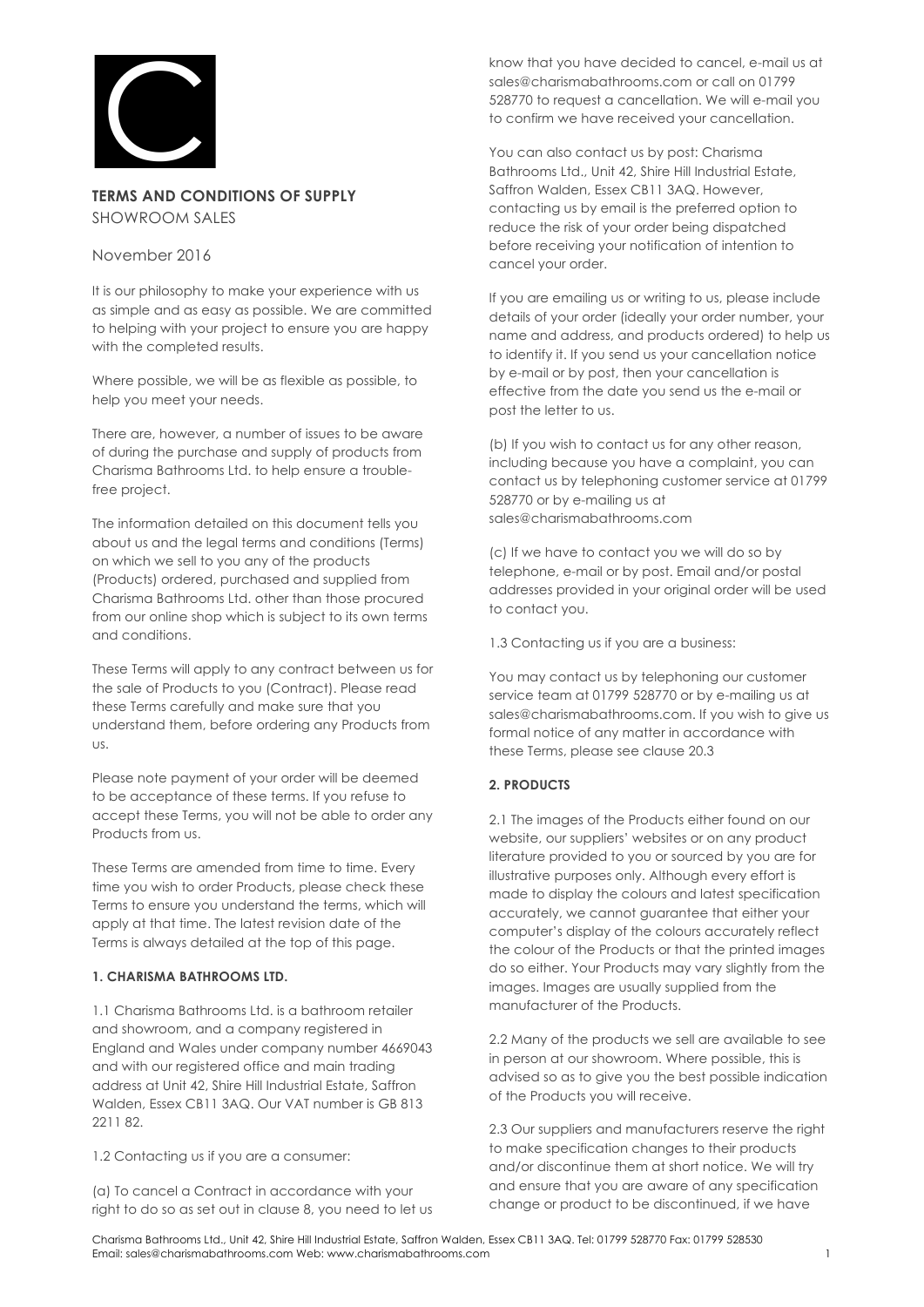**TERMS AND CONDITIONS OF SUPPLY**
SHOWROOM SALES

November 2016

It is our philosophy to make your experience with us as simple and as easy as possible. We are committed to helping with your project to ensure you are happy with the completed results.

Where possible, we will be as flexible as possible, to help you meet your needs.

There are, however, a number of issues to be aware of during the purchase and supply of products from Charisma Bathrooms Ltd. to help ensure a trouble-free project.

The information detailed on this document tells you about us and the legal terms and conditions (Terms) on which we sell to you any of the products (Products) ordered, purchased and supplied from Charisma Bathrooms Ltd. other than those procured from our online shop which is subject to its own terms and conditions.

These Terms will apply to any contract between us for the sale of Products to you (Contract). Please read these Terms carefully and make sure that you understand them, before ordering any Products from us.

Please note payment of your order will be deemed to be acceptance of these terms. If you refuse to accept these Terms, you will not be able to order any Products from us.

These Terms are amended from time to time. Every time you wish to order Products, please check these Terms to ensure you understand the terms, which will apply at that time. The latest revision date of the Terms is always detailed at the top of this page.

**1. CHARISMA BATHROOMS LTD.**

1.1 Charisma Bathrooms Ltd. is a bathroom retailer and showroom, and a company registered in England and Wales under company number 4669043 and with our registered office and main trading address at Unit 42, Shire Hill Industrial Estate, Saffron Walden, Essex CB11 3AQ. Our VAT number is GB 813 2211 82.

1.2 Contacting us if you are a consumer:

(a) To cancel a Contract in accordance with your right to do so as set out in clause 8, you need to let us know that you have decided to cancel, e-mail us at sales@charismabathrooms.com or call on 01799 528770 to request a cancellation. We will e-mail you to confirm we have received your cancellation.

You can also contact us by post: Charisma Bathrooms Ltd., Unit 42, Shire Hill Industrial Estate, Saffron Walden, Essex CB11 3AQ. However, contacting us by email is the preferred option to reduce the risk of your order being dispatched before receiving your notification of intention to cancel your order.

If you are emailing us or writing to us, please include details of your order (ideally your order number, your name and address, and products ordered) to help us to identify it. If you send us your cancellation notice by e-mail or by post, then your cancellation is effective from the date you send us the e-mail or post the letter to us.

(b) If you wish to contact us for any other reason, including because you have a complaint, you can contact us by telephoning customer service at 01799 528770 or by e-mailing us at sales@charismabathrooms.com

(c) If we have to contact you we will do so by telephone, e-mail or by post. Email and/or postal addresses provided in your original order will be used to contact you.

1.3 Contacting us if you are a business:

You may contact us by telephoning our customer service team at 01799 528770 or by e-mailing us at sales@charismabathrooms.com. If you wish to give us formal notice of any matter in accordance with these Terms, please see clause 20.3

**2. PRODUCTS**

2.1 The images of the Products either found on our website, our suppliers' websites or on any product literature provided to you or sourced by you are for illustrative purposes only. Although every effort is made to display the colours and latest specification accurately, we cannot guarantee that either your computer's display of the colours accurately reflect the colour of the Products or that the printed images do so either. Your Products may vary slightly from the images. Images are usually supplied from the manufacturer of the Products.

2.2 Many of the products we sell are available to see in person at our showroom. Where possible, this is advised so as to give you the best possible indication of the Products you will receive.

2.3 Our suppliers and manufacturers reserve the right to make specification changes to their products and/or discontinue them at short notice. We will try and ensure that you are aware of any specification change or product to be discontinued, if we have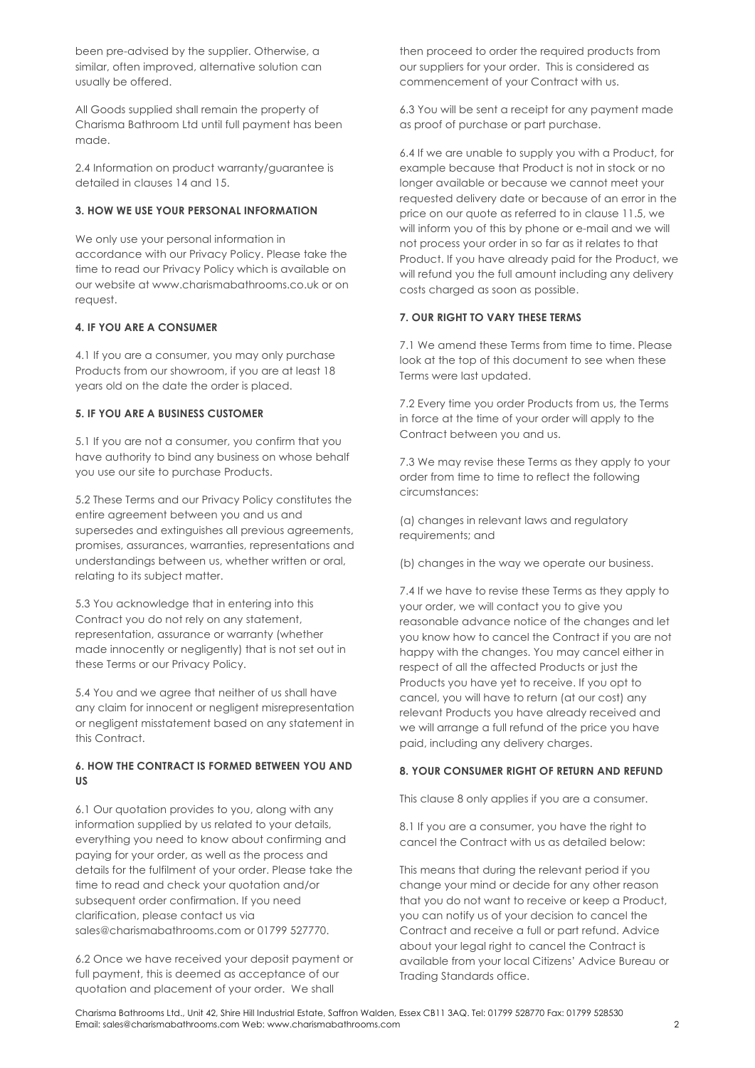been pre-advised by the supplier. Otherwise, a similar, often improved, alternative solution can usually be offered.

All Goods supplied shall remain the property of Charisma Bathroom Ltd until full payment has been made.

2.4 Information on product warranty/guarantee is detailed in clauses 14 and 15.

**3. HOW WE USE YOUR PERSONAL INFORMATION**

We only use your personal information in accordance with our Privacy Policy. Please take the time to read our Privacy Policy which is available on our website at www.charismabathrooms.co.uk or on request.

**4. IF YOU ARE A CONSUMER**

4.1 If you are a consumer, you may only purchase Products from our showroom, if you are at least 18 years old on the date the order is placed.

**5. IF YOU ARE A BUSINESS CUSTOMER**

5.1 If you are not a consumer, you confirm that you have authority to bind any business on whose behalf you use our site to purchase Products.

5.2 These Terms and our Privacy Policy constitutes the entire agreement between you and us and supersedes and extinguishes all previous agreements, promises, assurances, warranties, representations and understandings between us, whether written or oral, relating to its subject matter.

5.3 You acknowledge that in entering into this Contract you do not rely on any statement, representation, assurance or warranty (whether made innocently or negligently) that is not set out in these Terms or our Privacy Policy.

5.4 You and we agree that neither of us shall have any claim for innocent or negligent misrepresentation or negligent misstatement based on any statement in this Contract.

**6. HOW THE CONTRACT IS FORMED BETWEEN YOU AND US**

6.1 Our quotation provides to you, along with any information supplied by us related to your details, everything you need to know about confirming and paying for your order, as well as the process and details for the fulfilment of your order. Please take the time to read and check your quotation and/or subsequent order confirmation. If you need clarification, please contact us via sales@charismabathrooms.com or 01799 527770.

6.2 Once we have received your deposit payment or full payment, this is deemed as acceptance of our quotation and placement of your order. We shall then proceed to order the required products from our suppliers for your order. This is considered as commencement of your Contract with us.

6.3 You will be sent a receipt for any payment made as proof of purchase or part purchase.

6.4 If we are unable to supply you with a Product, for example because that Product is not in stock or no longer available or because we cannot meet your requested delivery date or because of an error in the price on our quote as referred to in clause 11.5, we will inform you of this by phone or e-mail and we will not process your order in so far as it relates to that Product. If you have already paid for the Product, we will refund you the full amount including any delivery costs charged as soon as possible.

**7. OUR RIGHT TO VARY THESE TERMS**

7.1 We amend these Terms from time to time. Please look at the top of this document to see when these Terms were last updated.

7.2 Every time you order Products from us, the Terms in force at the time of your order will apply to the Contract between you and us.

7.3 We may revise these Terms as they apply to your order from time to time to reflect the following circumstances:

(a) changes in relevant laws and regulatory requirements; and

(b) changes in the way we operate our business.

7.4 If we have to revise these Terms as they apply to your order, we will contact you to give you reasonable advance notice of the changes and let you know how to cancel the Contract if you are not happy with the changes. You may cancel either in respect of all the affected Products or just the Products you have yet to receive. If you opt to cancel, you will have to return (at our cost) any relevant Products you have already received and we will arrange a full refund of the price you have paid, including any delivery charges.

**8. YOUR CONSUMER RIGHT OF RETURN AND REFUND**

This clause 8 only applies if you are a consumer.

8.1 If you are a consumer, you have the right to cancel the Contract with us as detailed below:

This means that during the relevant period if you change your mind or decide for any other reason that you do not want to receive or keep a Product, you can notify us of your decision to cancel the Contract and receive a full or part refund. Advice about your legal right to cancel the Contract is available from your local Citizens' Advice Bureau or Trading Standards office.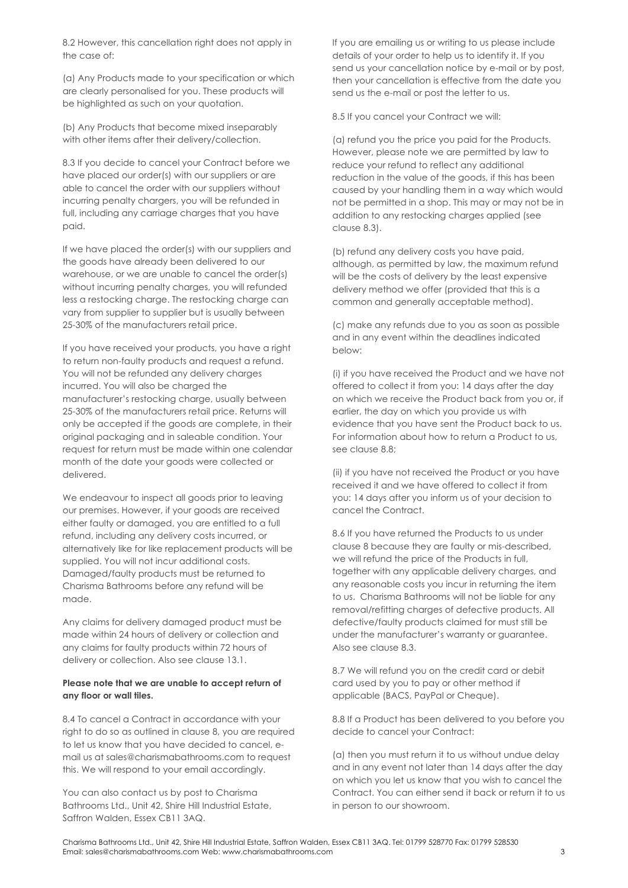8.2 However, this cancellation right does not apply in the case of:

(a) Any Products made to your specification or which are clearly personalised for you. These products will be highlighted as such on your quotation.

(b) Any Products that become mixed inseparably with other items after their delivery/collection.

8.3 If you decide to cancel your Contract before we have placed our order(s) with our suppliers or are able to cancel the order with our suppliers without incurring penalty chargers, you will be refunded in full, including any carriage charges that you have paid.

If we have placed the order(s) with our suppliers and the goods have already been delivered to our warehouse, or we are unable to cancel the order(s) without incurring penalty charges, you will refunded less a restocking charge. The restocking charge can vary from supplier to supplier but is usually between 25-30% of the manufacturers retail price.

If you have received your products, you have a right to return non-faulty products and request a refund. You will not be refunded any delivery charges incurred. You will also be charged the manufacturer's restocking charge, usually between 25-30% of the manufacturers retail price. Returns will only be accepted if the goods are complete, in their original packaging and in saleable condition. Your request for return must be made within one calendar month of the date your goods were collected or delivered.

We endeavour to inspect all goods prior to leaving our premises. However, if your goods are received either faulty or damaged, you are entitled to a full refund, including any delivery costs incurred, or alternatively like for like replacement products will be supplied. You will not incur additional costs. Damaged/faulty products must be returned to Charisma Bathrooms before any refund will be made.

Any claims for delivery damaged product must be made within 24 hours of delivery or collection and any claims for faulty products within 72 hours of delivery or collection. Also see clause 13.1.

**Please note that we are unable to accept return of any floor or wall tiles.**

8.4 To cancel a Contract in accordance with your right to do so as outlined in clause 8, you are required to let us know that you have decided to cancel, e-mail us at sales@charismabathrooms.com to request this. We will respond to your email accordingly.

You can also contact us by post to Charisma Bathrooms Ltd., Unit 42, Shire Hill Industrial Estate, Saffron Walden, Essex CB11 3AQ.

If you are emailing us or writing to us please include details of your order to help us to identify it. If you send us your cancellation notice by e-mail or by post, then your cancellation is effective from the date you send us the e-mail or post the letter to us.

8.5 If you cancel your Contract we will:

(a) refund you the price you paid for the Products. However, please note we are permitted by law to reduce your refund to reflect any additional reduction in the value of the goods, if this has been caused by your handling them in a way which would not be permitted in a shop. This may or may not be in addition to any restocking charges applied (see clause 8.3).

(b) refund any delivery costs you have paid, although, as permitted by law, the maximum refund will be the costs of delivery by the least expensive delivery method we offer (provided that this is a common and generally acceptable method).

(c) make any refunds due to you as soon as possible and in any event within the deadlines indicated below:

(i) if you have received the Product and we have not offered to collect it from you: 14 days after the day on which we receive the Product back from you or, if earlier, the day on which you provide us with evidence that you have sent the Product back to us. For information about how to return a Product to us, see clause 8.8;

(ii) if you have not received the Product or you have received it and we have offered to collect it from you: 14 days after you inform us of your decision to cancel the Contract.

8.6 If you have returned the Products to us under clause 8 because they are faulty or mis-described, we will refund the price of the Products in full, together with any applicable delivery charges, and any reasonable costs you incur in returning the item to us. Charisma Bathrooms will not be liable for any removal/refitting charges of defective products. All defective/faulty products claimed for must still be under the manufacturer's warranty or guarantee. Also see clause 8.3.

8.7 We will refund you on the credit card or debit card used by you to pay or other method if applicable (BACS, PayPal or Cheque).

8.8 If a Product has been delivered to you before you decide to cancel your Contract:

(a) then you must return it to us without undue delay and in any event not later than 14 days after the day on which you let us know that you wish to cancel the Contract. You can either send it back or return it to us in person to our showroom.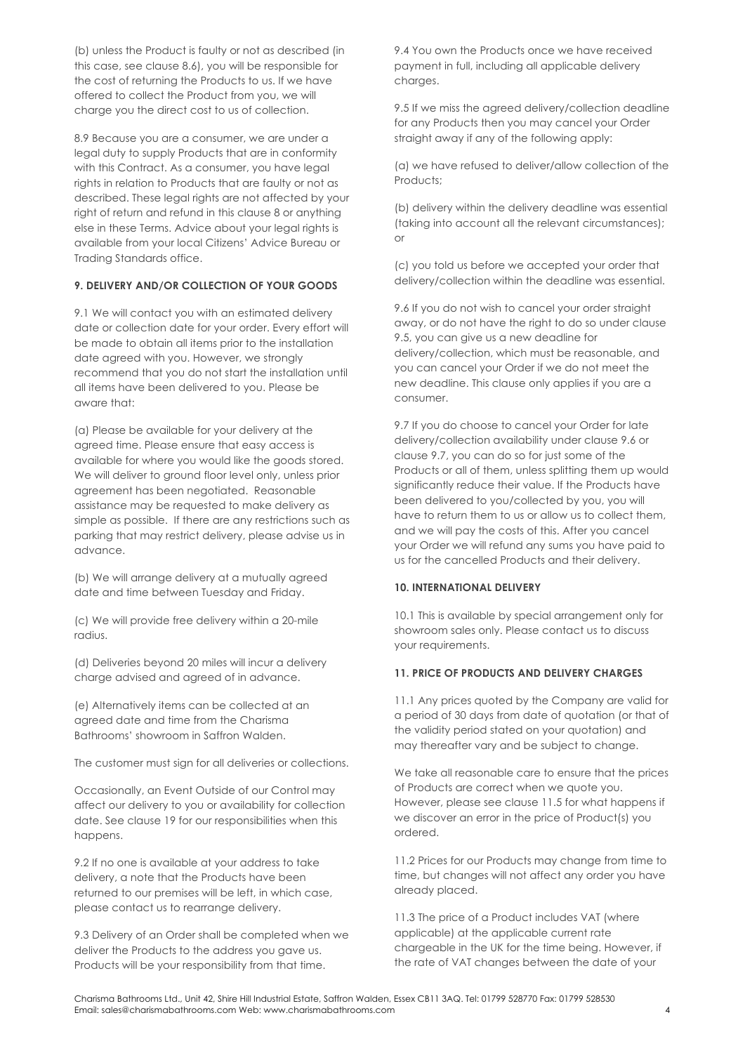(b) unless the Product is faulty or not as described (in this case, see clause 8.6), you will be responsible for the cost of returning the Products to us. If we have offered to collect the Product from you, we will charge you the direct cost to us of collection.

8.9 Because you are a consumer, we are under a legal duty to supply Products that are in conformity with this Contract. As a consumer, you have legal rights in relation to Products that are faulty or not as described. These legal rights are not affected by your right of return and refund in this clause 8 or anything else in these Terms. Advice about your legal rights is available from your local Citizens' Advice Bureau or Trading Standards office.

**9. DELIVERY AND/OR COLLECTION OF YOUR GOODS**

9.1 We will contact you with an estimated delivery date or collection date for your order. Every effort will be made to obtain all items prior to the installation date agreed with you. However, we strongly recommend that you do not start the installation until all items have been delivered to you. Please be aware that:

(a) Please be available for your delivery at the agreed time. Please ensure that easy access is available for where you would like the goods stored. We will deliver to ground floor level only, unless prior agreement has been negotiated. Reasonable assistance may be requested to make delivery as simple as possible. If there are any restrictions such as parking that may restrict delivery, please advise us in advance.

(b) We will arrange delivery at a mutually agreed date and time between Tuesday and Friday.

(c) We will provide free delivery within a 20-mile radius.

(d) Deliveries beyond 20 miles will incur a delivery charge advised and agreed of in advance.

(e) Alternatively items can be collected at an agreed date and time from the Charisma Bathrooms' showroom in Saffron Walden.

The customer must sign for all deliveries or collections.

Occasionally, an Event Outside of our Control may affect our delivery to you or availability for collection date. See clause 19 for our responsibilities when this happens.

9.2 If no one is available at your address to take delivery, a note that the Products have been returned to our premises will be left, in which case, please contact us to rearrange delivery.

9.3 Delivery of an Order shall be completed when we deliver the Products to the address you gave us. Products will be your responsibility from that time.

9.4 You own the Products once we have received payment in full, including all applicable delivery charges.

9.5 If we miss the agreed delivery/collection deadline for any Products then you may cancel your Order straight away if any of the following apply:

(a) we have refused to deliver/allow collection of the Products;

(b) delivery within the delivery deadline was essential (taking into account all the relevant circumstances); or

(c) you told us before we accepted your order that delivery/collection within the deadline was essential.

9.6 If you do not wish to cancel your order straight away, or do not have the right to do so under clause 9.5, you can give us a new deadline for delivery/collection, which must be reasonable, and you can cancel your Order if we do not meet the new deadline. This clause only applies if you are a consumer.

9.7 If you do choose to cancel your Order for late delivery/collection availability under clause 9.6 or clause 9.7, you can do so for just some of the Products or all of them, unless splitting them up would significantly reduce their value. If the Products have been delivered to you/collected by you, you will have to return them to us or allow us to collect them, and we will pay the costs of this. After you cancel your Order we will refund any sums you have paid to us for the cancelled Products and their delivery.

**10. INTERNATIONAL DELIVERY**

10.1 This is available by special arrangement only for showroom sales only. Please contact us to discuss your requirements.

**11. PRICE OF PRODUCTS AND DELIVERY CHARGES**

11.1 Any prices quoted by the Company are valid for a period of 30 days from date of quotation (or that of the validity period stated on your quotation) and may thereafter vary and be subject to change.

We take all reasonable care to ensure that the prices of Products are correct when we quote you. However, please see clause 11.5 for what happens if we discover an error in the price of Product(s) you ordered.

11.2 Prices for our Products may change from time to time, but changes will not affect any order you have already placed.

11.3 The price of a Product includes VAT (where applicable) at the applicable current rate chargeable in the UK for the time being. However, if the rate of VAT changes between the date of your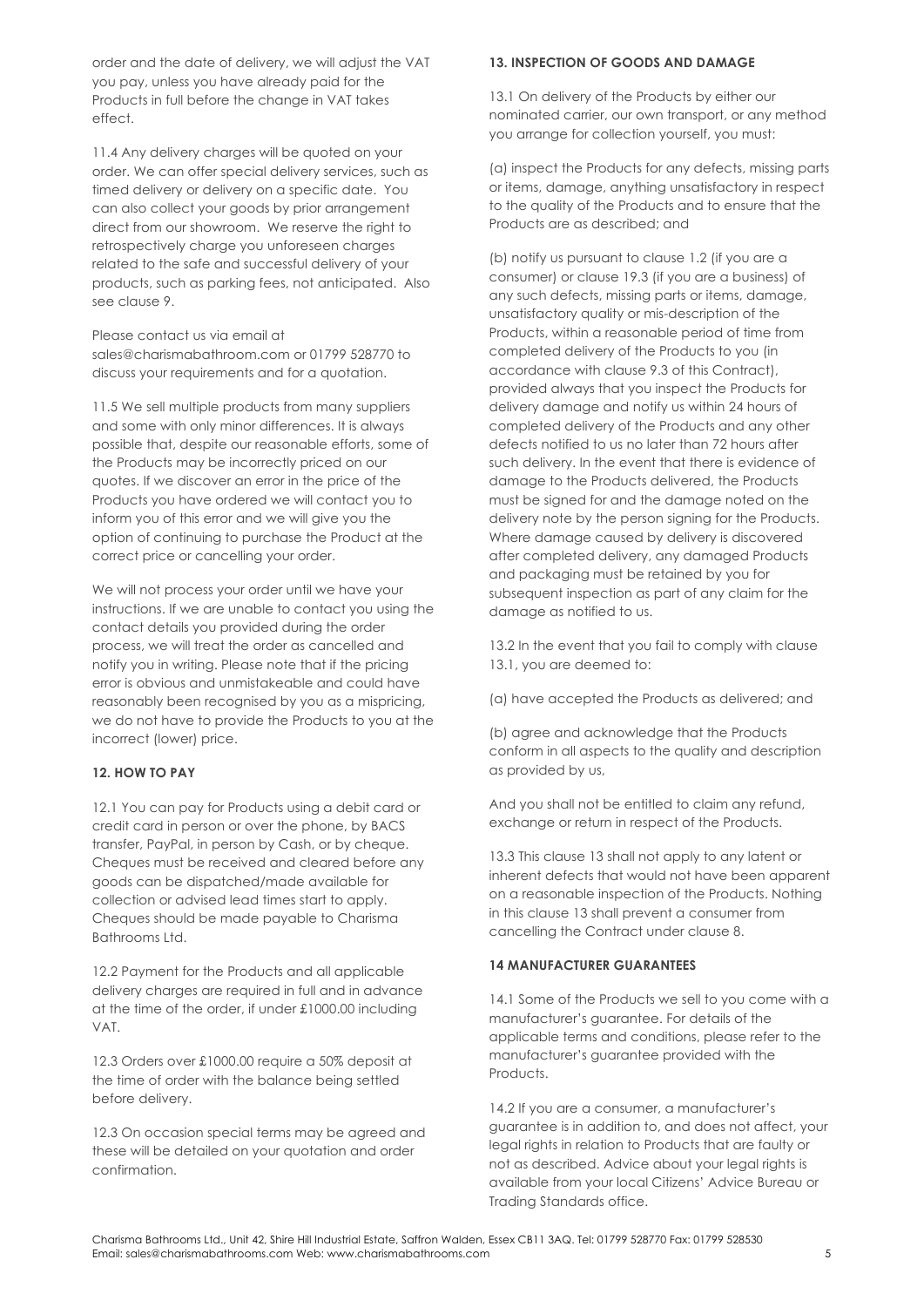order and the date of delivery, we will adjust the VAT you pay, unless you have already paid for the Products in full before the change in VAT takes effect.

11.4 Any delivery charges will be quoted on your order. We can offer special delivery services, such as timed delivery or delivery on a specific date. You can also collect your goods by prior arrangement direct from our showroom. We reserve the right to retrospectively charge you unforeseen charges related to the safe and successful delivery of your products, such as parking fees, not anticipated. Also see clause 9.

Please contact us via email at sales@charismabathroom.com or 01799 528770 to discuss your requirements and for a quotation.

11.5 We sell multiple products from many suppliers and some with only minor differences. It is always possible that, despite our reasonable efforts, some of the Products may be incorrectly priced on our quotes. If we discover an error in the price of the Products you have ordered we will contact you to inform you of this error and we will give you the option of continuing to purchase the Product at the correct price or cancelling your order.

We will not process your order until we have your instructions. If we are unable to contact you using the contact details you provided during the order process, we will treat the order as cancelled and notify you in writing. Please note that if the pricing error is obvious and unmistakeable and could have reasonably been recognised by you as a mispricing, we do not have to provide the Products to you at the incorrect (lower) price.

**12. HOW TO PAY**

12.1 You can pay for Products using a debit card or credit card in person or over the phone, by BACS transfer, PayPal, in person by Cash, or by cheque. Cheques must be received and cleared before any goods can be dispatched/made available for collection or advised lead times start to apply. Cheques should be made payable to Charisma Bathrooms Ltd.

12.2 Payment for the Products and all applicable delivery charges are required in full and in advance at the time of the order, if under £1000.00 including VAT.

12.3 Orders over £1000.00 require a 50% deposit at the time of order with the balance being settled before delivery.

12.3 On occasion special terms may be agreed and these will be detailed on your quotation and order confirmation.

**13. INSPECTION OF GOODS AND DAMAGE**

13.1 On delivery of the Products by either our nominated carrier, our own transport, or any method you arrange for collection yourself, you must:

(a) inspect the Products for any defects, missing parts or items, damage, anything unsatisfactory in respect to the quality of the Products and to ensure that the Products are as described; and

(b) notify us pursuant to clause 1.2 (if you are a consumer) or clause 19.3 (if you are a business) of any such defects, missing parts or items, damage, unsatisfactory quality or mis-description of the Products, within a reasonable period of time from completed delivery of the Products to you (in accordance with clause 9.3 of this Contract), provided always that you inspect the Products for delivery damage and notify us within 24 hours of completed delivery of the Products and any other defects notified to us no later than 72 hours after such delivery. In the event that there is evidence of damage to the Products delivered, the Products must be signed for and the damage noted on the delivery note by the person signing for the Products. Where damage caused by delivery is discovered after completed delivery, any damaged Products and packaging must be retained by you for subsequent inspection as part of any claim for the damage as notified to us.

13.2 In the event that you fail to comply with clause 13.1, you are deemed to:

(a) have accepted the Products as delivered; and

(b) agree and acknowledge that the Products conform in all aspects to the quality and description as provided by us,

And you shall not be entitled to claim any refund, exchange or return in respect of the Products.

13.3 This clause 13 shall not apply to any latent or inherent defects that would not have been apparent on a reasonable inspection of the Products. Nothing in this clause 13 shall prevent a consumer from cancelling the Contract under clause 8.

**14 MANUFACTURER GUARANTEES**

14.1 Some of the Products we sell to you come with a manufacturer's guarantee. For details of the applicable terms and conditions, please refer to the manufacturer's guarantee provided with the Products.

14.2 If you are a consumer, a manufacturer's guarantee is in addition to, and does not affect, your legal rights in relation to Products that are faulty or not as described. Advice about your legal rights is available from your local Citizens' Advice Bureau or Trading Standards office.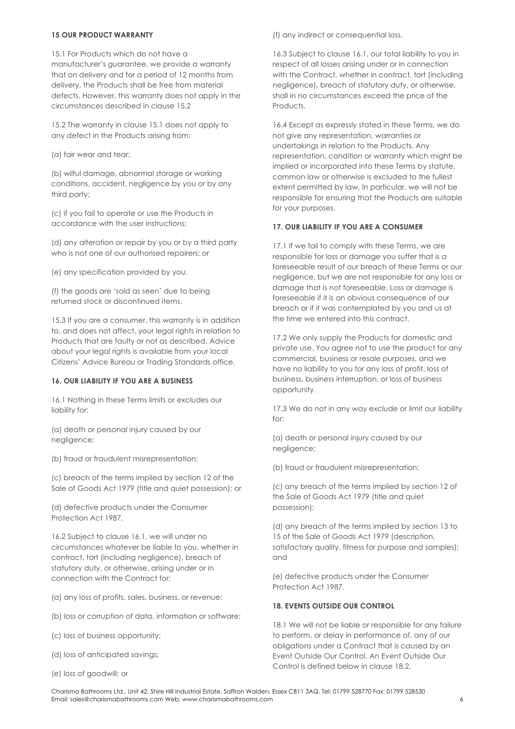**15 OUR PRODUCT WARRANTY**

15.1 For Products which do not have a manufacturer's guarantee, we provide a warranty that on delivery and for a period of 12 months from delivery, the Products shall be free from material defects. However, this warranty does not apply in the circumstances described in clause 15.2

15.2 The warranty in clause 15.1 does not apply to any defect in the Products arising from:

(a) fair wear and tear;

(b) wilful damage, abnormal storage or working conditions, accident, negligence by you or by any third party;

(c) if you fail to operate or use the Products in accordance with the user instructions;

(d) any alteration or repair by you or by a third party who is not one of our authorised repairers; or

(e) any specification provided by you.

(f) the goods are 'sold as seen' due to being returned stock or discontinued items.

15.3 If you are a consumer, this warranty is in addition to, and does not affect, your legal rights in relation to Products that are faulty or not as described. Advice about your legal rights is available from your local Citizens' Advice Bureau or Trading Standards office.

**16. OUR LIABILITY IF YOU ARE A BUSINESS**

16.1 Nothing in these Terms limits or excludes our liability for:

(a) death or personal injury caused by our negligence;

(b) fraud or fraudulent misrepresentation;

(c) breach of the terms implied by section 12 of the Sale of Goods Act 1979 (title and quiet possession); or

(d) defective products under the Consumer Protection Act 1987.

16.2 Subject to clause 16.1, we will under no circumstances whatever be liable to you, whether in contract, tort (including negligence), breach of statutory duty, or otherwise, arising under or in connection with the Contract for:

(a) any loss of profits, sales, business, or revenue;

(b) loss or corruption of data, information or software;

(c) loss of business opportunity;

(d) loss of anticipated savings;

(e) loss of goodwill; or

(f) any indirect or consequential loss.

16.3 Subject to clause 16.1, our total liability to you in respect of all losses arising under or in connection with the Contract, whether in contract, tort (including negligence), breach of statutory duty, or otherwise, shall in no circumstances exceed the price of the Products.

16.4 Except as expressly stated in these Terms, we do not give any representation, warranties or undertakings in relation to the Products. Any representation, condition or warranty which might be implied or incorporated into these Terms by statute, common law or otherwise is excluded to the fullest extent permitted by law. In particular, we will not be responsible for ensuring that the Products are suitable for your purposes.

**17. OUR LIABILITY IF YOU ARE A CONSUMER**

17.1 If we fail to comply with these Terms, we are responsible for loss or damage you suffer that is a foreseeable result of our breach of these Terms or our negligence, but we are not responsible for any loss or damage that is not foreseeable. Loss or damage is foreseeable if it is an obvious consequence of our breach or if it was contemplated by you and us at the time we entered into this contract.

17.2 We only supply the Products for domestic and private use. You agree not to use the product for any commercial, business or resale purposes, and we have no liability to you for any loss of profit, loss of business, business interruption, or loss of business opportunity.

17.3 We do not in any way exclude or limit our liability for:

(a) death or personal injury caused by our negligence;

(b) fraud or fraudulent misrepresentation;

(c) any breach of the terms implied by section 12 of the Sale of Goods Act 1979 (title and quiet possession);

(d) any breach of the terms implied by section 13 to 15 of the Sale of Goods Act 1979 (description, satisfactory quality, fitness for purpose and samples); and

(e) defective products under the Consumer Protection Act 1987.

**18. EVENTS OUTSIDE OUR CONTROL**

18.1 We will not be liable or responsible for any failure to perform, or delay in performance of, any of our obligations under a Contract that is caused by an Event Outside Our Control. An Event Outside Our Control is defined below in clause 18.2.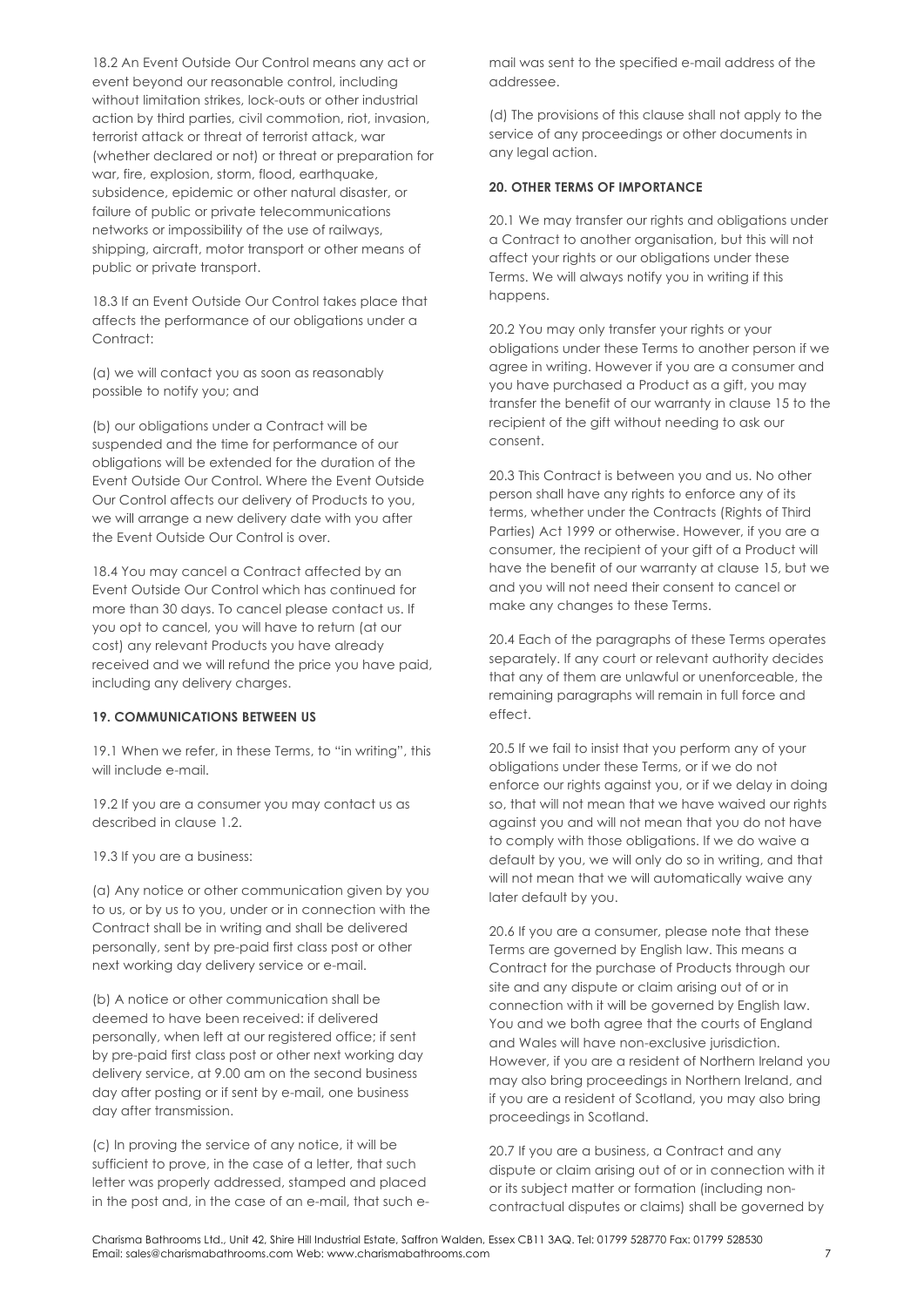18.2 An Event Outside Our Control means any act or event beyond our reasonable control, including without limitation strikes, lock-outs or other industrial action by third parties, civil commotion, riot, invasion, terrorist attack or threat of terrorist attack, war (whether declared or not) or threat or preparation for war, fire, explosion, storm, flood, earthquake, subsidence, epidemic or other natural disaster, or failure of public or private telecommunications networks or impossibility of the use of railways, shipping, aircraft, motor transport or other means of public or private transport.

18.3 If an Event Outside Our Control takes place that affects the performance of our obligations under a Contract:

(a) we will contact you as soon as reasonably possible to notify you; and

(b) our obligations under a Contract will be suspended and the time for performance of our obligations will be extended for the duration of the Event Outside Our Control. Where the Event Outside Our Control affects our delivery of Products to you, we will arrange a new delivery date with you after the Event Outside Our Control is over.

18.4 You may cancel a Contract affected by an Event Outside Our Control which has continued for more than 30 days. To cancel please contact us. If you opt to cancel, you will have to return (at our cost) any relevant Products you have already received and we will refund the price you have paid, including any delivery charges.

**19. COMMUNICATIONS BETWEEN US**

19.1 When we refer, in these Terms, to "in writing", this will include e-mail.

19.2 If you are a consumer you may contact us as described in clause 1.2.

19.3 If you are a business:

(a) Any notice or other communication given by you to us, or by us to you, under or in connection with the Contract shall be in writing and shall be delivered personally, sent by pre-paid first class post or other next working day delivery service or e-mail.

(b) A notice or other communication shall be deemed to have been received: if delivered personally, when left at our registered office; if sent by pre-paid first class post or other next working day delivery service, at 9.00 am on the second business day after posting or if sent by e-mail, one business day after transmission.

(c) In proving the service of any notice, it will be sufficient to prove, in the case of a letter, that such letter was properly addressed, stamped and placed in the post and, in the case of an e-mail, that such e-mail was sent to the specified e-mail address of the addressee.

(d) The provisions of this clause shall not apply to the service of any proceedings or other documents in any legal action.

**20. OTHER TERMS OF IMPORTANCE**

20.1 We may transfer our rights and obligations under a Contract to another organisation, but this will not affect your rights or our obligations under these Terms. We will always notify you in writing if this happens.

20.2 You may only transfer your rights or your obligations under these Terms to another person if we agree in writing. However if you are a consumer and you have purchased a Product as a gift, you may transfer the benefit of our warranty in clause 15 to the recipient of the gift without needing to ask our consent.

20.3 This Contract is between you and us. No other person shall have any rights to enforce any of its terms, whether under the Contracts (Rights of Third Parties) Act 1999 or otherwise. However, if you are a consumer, the recipient of your gift of a Product will have the benefit of our warranty at clause 15, but we and you will not need their consent to cancel or make any changes to these Terms.

20.4 Each of the paragraphs of these Terms operates separately. If any court or relevant authority decides that any of them are unlawful or unenforceable, the remaining paragraphs will remain in full force and effect.

20.5 If we fail to insist that you perform any of your obligations under these Terms, or if we do not enforce our rights against you, or if we delay in doing so, that will not mean that we have waived our rights against you and will not mean that you do not have to comply with those obligations. If we do waive a default by you, we will only do so in writing, and that will not mean that we will automatically waive any later default by you.

20.6 If you are a consumer, please note that these Terms are governed by English law. This means a Contract for the purchase of Products through our site and any dispute or claim arising out of or in connection with it will be governed by English law. You and we both agree that the courts of England and Wales will have non-exclusive jurisdiction. However, if you are a resident of Northern Ireland you may also bring proceedings in Northern Ireland, and if you are a resident of Scotland, you may also bring proceedings in Scotland.

20.7 If you are a business, a Contract and any dispute or claim arising out of or in connection with it or its subject matter or formation (including non-contractual disputes or claims) shall be governed by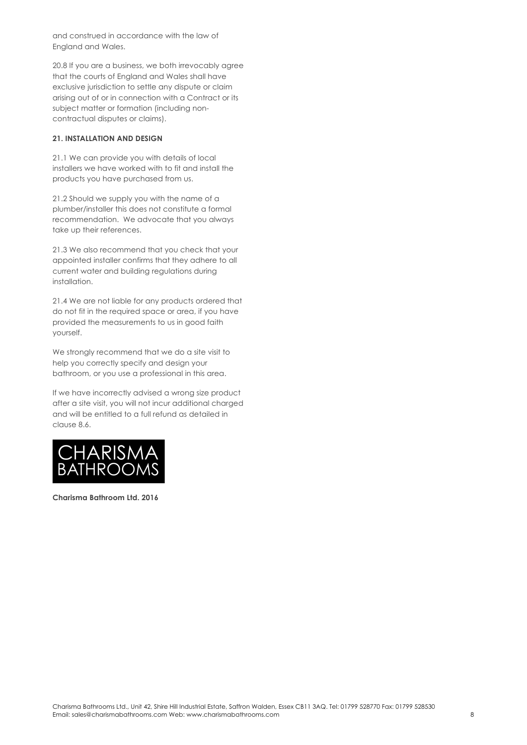and construed in accordance with the law of England and Wales.

20.8 If you are a business, we both irrevocably agree that the courts of England and Wales shall have exclusive jurisdiction to settle any dispute or claim arising out of or in connection with a Contract or its subject matter or formation (including non-contractual disputes or claims).

**21. INSTALLATION AND DESIGN**

21.1 We can provide you with details of local installers we have worked with to fit and install the products you have purchased from us.

21.2 Should we supply you with the name of a plumber/installer this does not constitute a formal recommendation. We advocate that you always take up their references.

21.3 We also recommend that you check that your appointed installer confirms that they adhere to all current water and building regulations during installation.

21.4 We are not liable for any products ordered that do not fit in the required space or area, if you have provided the measurements to us in good faith yourself.

We strongly recommend that we do a site visit to help you correctly specify and design your bathroom, or you use a professional in this area.

If we have incorrectly advised a wrong size product after a site visit, you will not incur additional charged and will be entitled to a full refund as detailed in clause 8.6.

CHARISMA BATHROOMS

**Charisma Bathroom Ltd. 2016**

Charisma Bathrooms Ltd., Unit 42, Shire Hill Industrial Estate, Saffron Walden, Essex CB11 3AQ. Tel: 01799 528770 Fax: 01799 528530
Email: sales@charismabathrooms.com Web: www.charismabathrooms.com